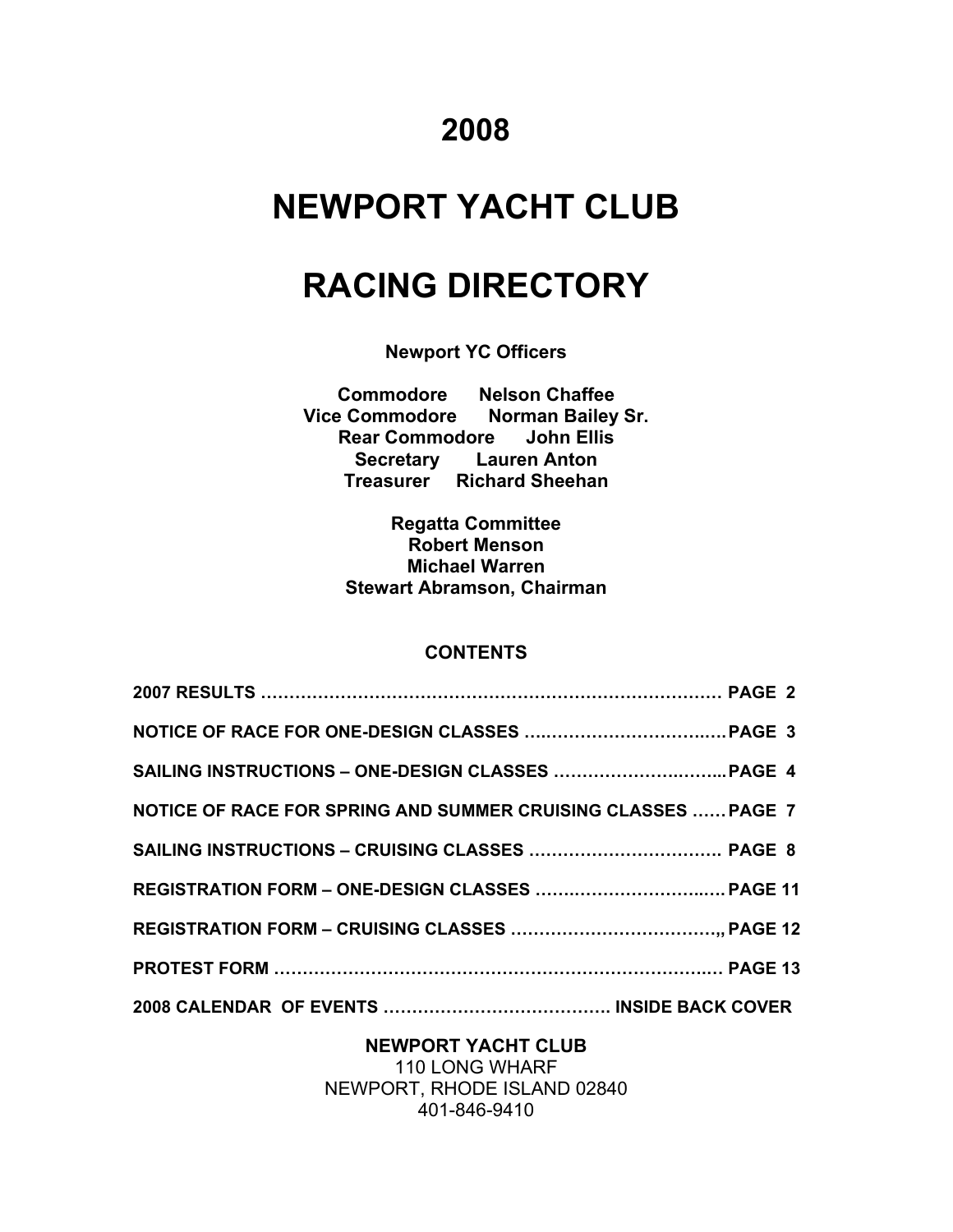# 2008

# NEWPORT YACHT CLUB

# RACING DIRECTORY

**Newport YC Officers**

**Commodore** Nelson Chaffee
**Vice Commodore** Norman Bailey Sr.
**Rear Commodore** John Ellis
**Secretary** Lauren Anton
**Treasurer** Richard Sheehan

**Regatta Committee**
**Robert Menson**
**Michael Warren**
**Stewart Abramson, Chairman**

## CONTENTS

**2007 RESULTS ………………………………………………………………………. PAGE 2**

**NOTICE OF RACE FOR ONE-DESIGN CLASSES ….…………………………..…PAGE 3**

**SAILING INSTRUCTIONS – ONE-DESIGN CLASSES …………………….……...PAGE 4**

**NOTICE OF RACE FOR SPRING AND SUMMER CRUISING CLASSES ……PAGE 7**

**SAILING INSTRUCTIONS – CRUISING CLASSES ……………………………. PAGE 8**

**REGISTRATION FORM – ONE-DESIGN CLASSES …………………………..….PAGE 11**

**REGISTRATION FORM – CRUISING CLASSES ……………………………….,, PAGE 12**

**PROTEST FORM …………………………………………………………………..… PAGE 13**

**2008 CALENDAR OF EVENTS …………………………………. INSIDE BACK COVER**

**NEWPORT YACHT CLUB**
110 LONG WHARF
NEWPORT, RHODE ISLAND 02840
401-846-9410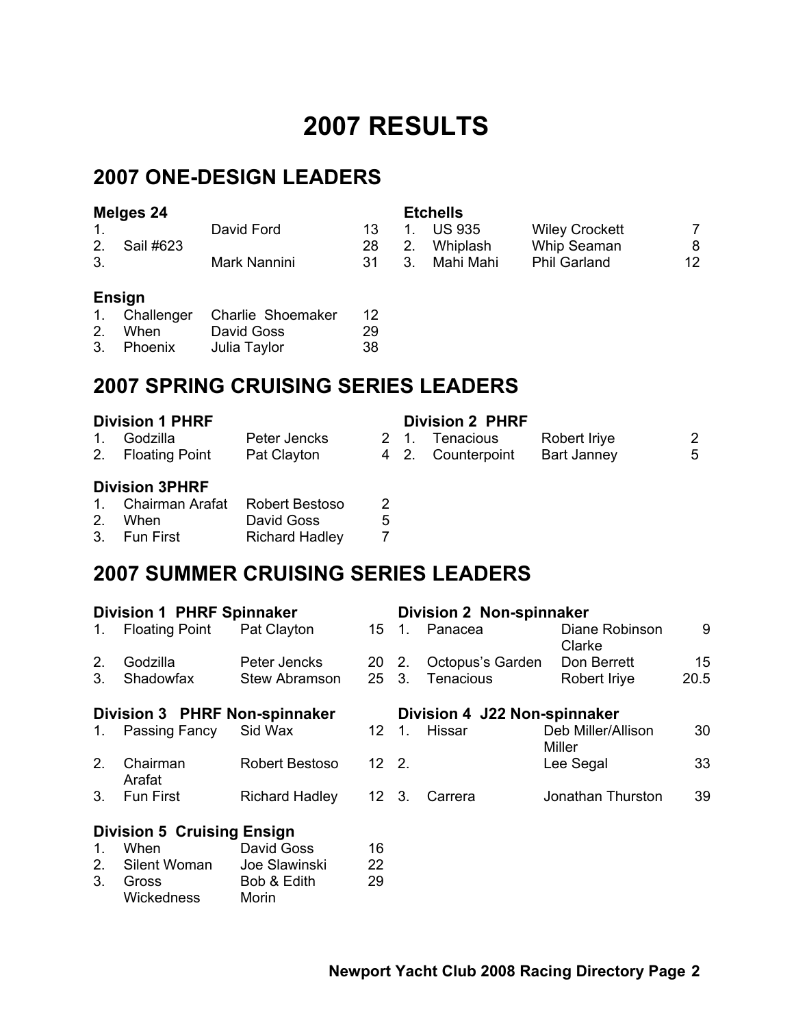# 2007 RESULTS

## 2007 ONE-DESIGN LEADERS

### Melges 24

| | | | |
|---|---|---|---|
| 1. | | David Ford | 13 |
| 2. | Sail #623 | | 28 |
| 3. | | Mark Nannini | 31 |

### Etchells

| | | | |
|---|---|---|---|
| 1. | US 935 | Wiley Crockett | 7 |
| 2. | Whiplash | Whip Seaman | 8 |
| 3. | Mahi Mahi | Phil Garland | 12 |

### Ensign

| | | | |
|---|---|---|---|
| 1. | Challenger | Charlie Shoemaker | 12 |
| 2. | When | David Goss | 29 |
| 3. | Phoenix | Julia Taylor | 38 |

## 2007 SPRING CRUISING SERIES LEADERS

### Division 1 PHRF

| | | | |
|---|---|---|---|
| 1. | Godzilla | Peter Jencks | 2 |
| 2. | Floating Point | Pat Clayton | 4 |

### Division 2 PHRF

| | | | |
|---|---|---|---|
| 1. | Tenacious | Robert Iriye | 2 |
| 2. | Counterpoint | Bart Janney | 5 |

### Division 3PHRF

| | | | |
|---|---|---|---|
| 1. | Chairman Arafat | Robert Bestoso | 2 |
| 2. | When | David Goss | 5 |
| 3. | Fun First | Richard Hadley | 7 |

## 2007 SUMMER CRUISING SERIES LEADERS

### Division 1 PHRF Spinnaker

| | | | |
|---|---|---|---|
| 1. | Floating Point | Pat Clayton | 15 |
| 2. | Godzilla | Peter Jencks | 20 |
| 3. | Shadowfax | Stew Abramson | 25 |

### Division 2 Non-spinnaker

| | | | |
|---|---|---|---|
| 1. | Panacea | Diane Robinson Clarke | 9 |
| 2. | Octopus's Garden | Don Berrett | 15 |
| 3. | Tenacious | Robert Iriye | 20.5 |

### Division 3 PHRF Non-spinnaker

| | | | |
|---|---|---|---|
| 1. | Passing Fancy | Sid Wax | 12 |
| 2. | Chairman Arafat | Robert Bestoso | 12 |
| 3. | Fun First | Richard Hadley | 12 |

### Division 4 J22 Non-spinnaker

| | | | |
|---|---|---|---|
| 1. | Hissar | Deb Miller/Allison Miller | 30 |
| 2. | | Lee Segal | 33 |
| 3. | Carrera | Jonathan Thurston | 39 |

### Division 5 Cruising Ensign

| | | | |
|---|---|---|---|
| 1. | When | David Goss | 16 |
| 2. | Silent Woman | Joe Slawinski | 22 |
| 3. | Gross Wickedness | Bob & Edith Morin | 29 |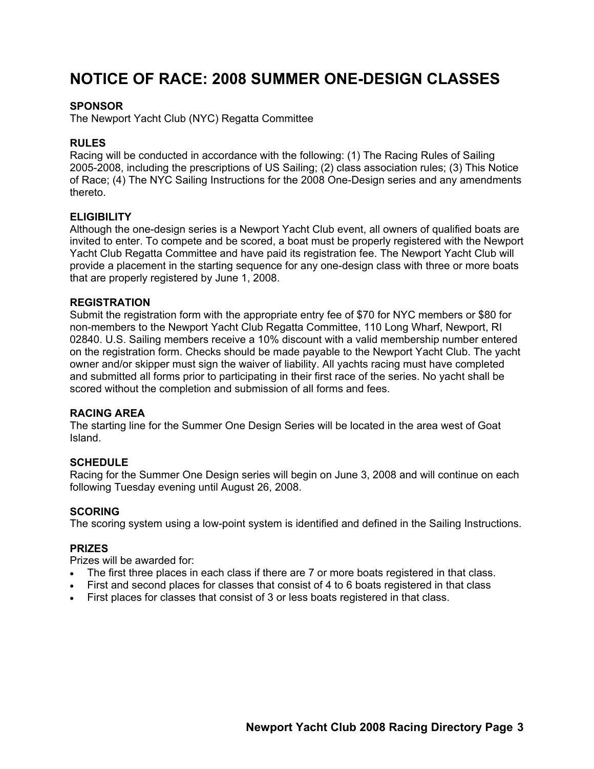# NOTICE OF RACE: 2008 SUMMER ONE-DESIGN CLASSES

**SPONSOR**
The Newport Yacht Club (NYC) Regatta Committee

**RULES**
Racing will be conducted in accordance with the following: (1) The Racing Rules of Sailing 2005-2008, including the prescriptions of US Sailing; (2) class association rules; (3) This Notice of Race; (4) The NYC Sailing Instructions for the 2008 One-Design series and any amendments thereto.

**ELIGIBILITY**
Although the one-design series is a Newport Yacht Club event, all owners of qualified boats are invited to enter. To compete and be scored, a boat must be properly registered with the Newport Yacht Club Regatta Committee and have paid its registration fee. The Newport Yacht Club will provide a placement in the starting sequence for any one-design class with three or more boats that are properly registered by June 1, 2008.

**REGISTRATION**
Submit the registration form with the appropriate entry fee of $70 for NYC members or $80 for non-members to the Newport Yacht Club Regatta Committee, 110 Long Wharf, Newport, RI 02840. U.S. Sailing members receive a 10% discount with a valid membership number entered on the registration form. Checks should be made payable to the Newport Yacht Club. The yacht owner and/or skipper must sign the waiver of liability. All yachts racing must have completed and submitted all forms prior to participating in their first race of the series. No yacht shall be scored without the completion and submission of all forms and fees.

**RACING AREA**
The starting line for the Summer One Design Series will be located in the area west of Goat Island.

**SCHEDULE**
Racing for the Summer One Design series will begin on June 3, 2008 and will continue on each following Tuesday evening until August 26, 2008.

**SCORING**
The scoring system using a low-point system is identified and defined in the Sailing Instructions.

**PRIZES**
Prizes will be awarded for:

- The first three places in each class if there are 7 or more boats registered in that class.
- First and second places for classes that consist of 4 to 6 boats registered in that class
- First places for classes that consist of 3 or less boats registered in that class.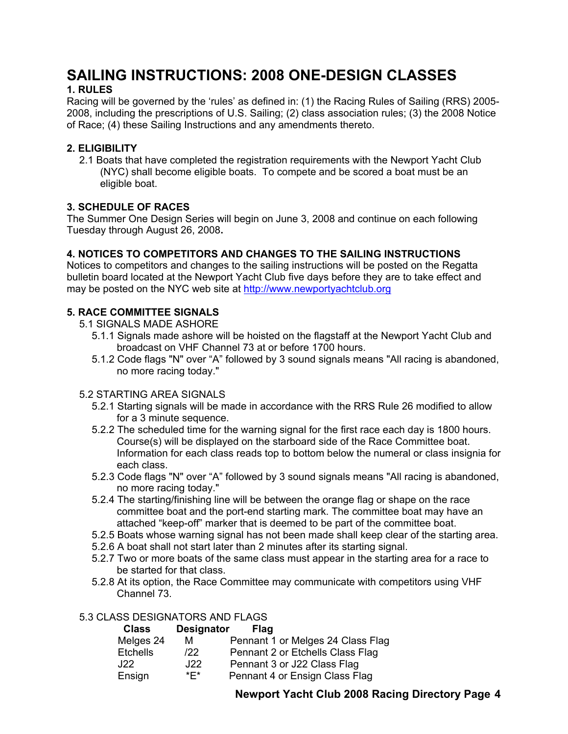# SAILING INSTRUCTIONS: 2008 ONE-DESIGN CLASSES

**1. RULES**

Racing will be governed by the 'rules' as defined in: (1) the Racing Rules of Sailing (RRS) 2005-2008, including the prescriptions of U.S. Sailing; (2) class association rules; (3) the 2008 Notice of Race; (4) these Sailing Instructions and any amendments thereto.

**2. ELIGIBILITY**

2.1 Boats that have completed the registration requirements with the Newport Yacht Club (NYC) shall become eligible boats. To compete and be scored a boat must be an eligible boat.

**3. SCHEDULE OF RACES**

The Summer One Design Series will begin on June 3, 2008 and continue on each following Tuesday through August 26, 2008**.**

**4. NOTICES TO COMPETITORS AND CHANGES TO THE SAILING INSTRUCTIONS**

Notices to competitors and changes to the sailing instructions will be posted on the Regatta bulletin board located at the Newport Yacht Club five days before they are to take effect and may be posted on the NYC web site at http://www.newportyachtclub.org

**5. RACE COMMITTEE SIGNALS**

5.1 SIGNALS MADE ASHORE

5.1.1 Signals made ashore will be hoisted on the flagstaff at the Newport Yacht Club and broadcast on VHF Channel 73 at or before 1700 hours.

5.1.2 Code flags "N" over "A" followed by 3 sound signals means "All racing is abandoned, no more racing today."

5.2 STARTING AREA SIGNALS

5.2.1 Starting signals will be made in accordance with the RRS Rule 26 modified to allow for a 3 minute sequence.

5.2.2 The scheduled time for the warning signal for the first race each day is 1800 hours. Course(s) will be displayed on the starboard side of the Race Committee boat. Information for each class reads top to bottom below the numeral or class insignia for each class.

5.2.3 Code flags "N" over "A" followed by 3 sound signals means "All racing is abandoned, no more racing today."

5.2.4 The starting/finishing line will be between the orange flag or shape on the race committee boat and the port-end starting mark. The committee boat may have an attached "keep-off" marker that is deemed to be part of the committee boat.

5.2.5 Boats whose warning signal has not been made shall keep clear of the starting area.

5.2.6 A boat shall not start later than 2 minutes after its starting signal.

5.2.7 Two or more boats of the same class must appear in the starting area for a race to be started for that class.

5.2.8 At its option, the Race Committee may communicate with competitors using VHF Channel 73.

5.3 CLASS DESIGNATORS AND FLAGS

| Class | Designator | Flag |
|---|---|---|
| Melges 24 | M | Pennant 1 or Melges 24 Class Flag |
| Etchells | /22 | Pennant 2 or Etchells Class Flag |
| J22 | J22 | Pennant 3 or J22 Class Flag |
| Ensign | *E* | Pennant 4 or Ensign Class Flag |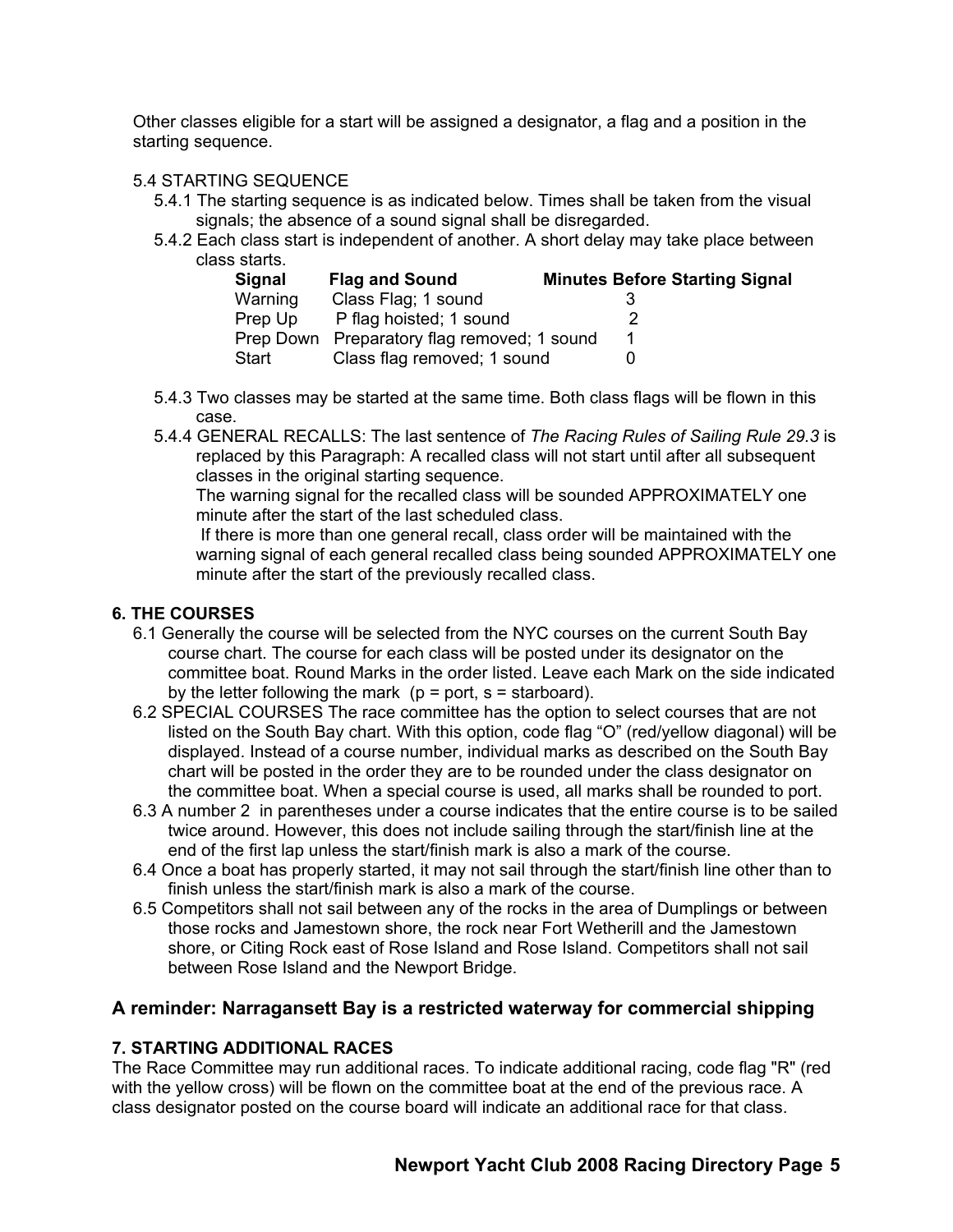Other classes eligible for a start will be assigned a designator, a flag and a position in the starting sequence.

5.4 STARTING SEQUENCE

5.4.1 The starting sequence is as indicated below. Times shall be taken from the visual signals; the absence of a sound signal shall be disregarded.

5.4.2 Each class start is independent of another. A short delay may take place between class starts.

| Signal | Flag and Sound | Minutes Before Starting Signal |
|---|---|---|
| Warning | Class Flag; 1 sound | 3 |
| Prep Up | P flag hoisted; 1 sound | 2 |
| Prep Down | Preparatory flag removed; 1 sound | 1 |
| Start | Class flag removed; 1 sound | 0 |

5.4.3 Two classes may be started at the same time. Both class flags will be flown in this case.

5.4.4 GENERAL RECALLS: The last sentence of *The Racing Rules of Sailing Rule 29.3* is replaced by this Paragraph: A recalled class will not start until after all subsequent classes in the original starting sequence.
The warning signal for the recalled class will be sounded APPROXIMATELY one minute after the start of the last scheduled class.
If there is more than one general recall, class order will be maintained with the warning signal of each general recalled class being sounded APPROXIMATELY one minute after the start of the previously recalled class.

## 6. THE COURSES

6.1 Generally the course will be selected from the NYC courses on the current South Bay course chart. The course for each class will be posted under its designator on the committee boat. Round Marks in the order listed. Leave each Mark on the side indicated by the letter following the mark (p = port, s = starboard).

6.2 SPECIAL COURSES The race committee has the option to select courses that are not listed on the South Bay chart. With this option, code flag "O" (red/yellow diagonal) will be displayed. Instead of a course number, individual marks as described on the South Bay chart will be posted in the order they are to be rounded under the class designator on the committee boat. When a special course is used, all marks shall be rounded to port.

6.3 A number 2 in parentheses under a course indicates that the entire course is to be sailed twice around. However, this does not include sailing through the start/finish line at the end of the first lap unless the start/finish mark is also a mark of the course.

6.4 Once a boat has properly started, it may not sail through the start/finish line other than to finish unless the start/finish mark is also a mark of the course.

6.5 Competitors shall not sail between any of the rocks in the area of Dumplings or between those rocks and Jamestown shore, the rock near Fort Wetherill and the Jamestown shore, or Citing Rock east of Rose Island and Rose Island. Competitors shall not sail between Rose Island and the Newport Bridge.

**A reminder: Narragansett Bay is a restricted waterway for commercial shipping**

## 7. STARTING ADDITIONAL RACES

The Race Committee may run additional races. To indicate additional racing, code flag "R" (red with the yellow cross) will be flown on the committee boat at the end of the previous race. A class designator posted on the course board will indicate an additional race for that class.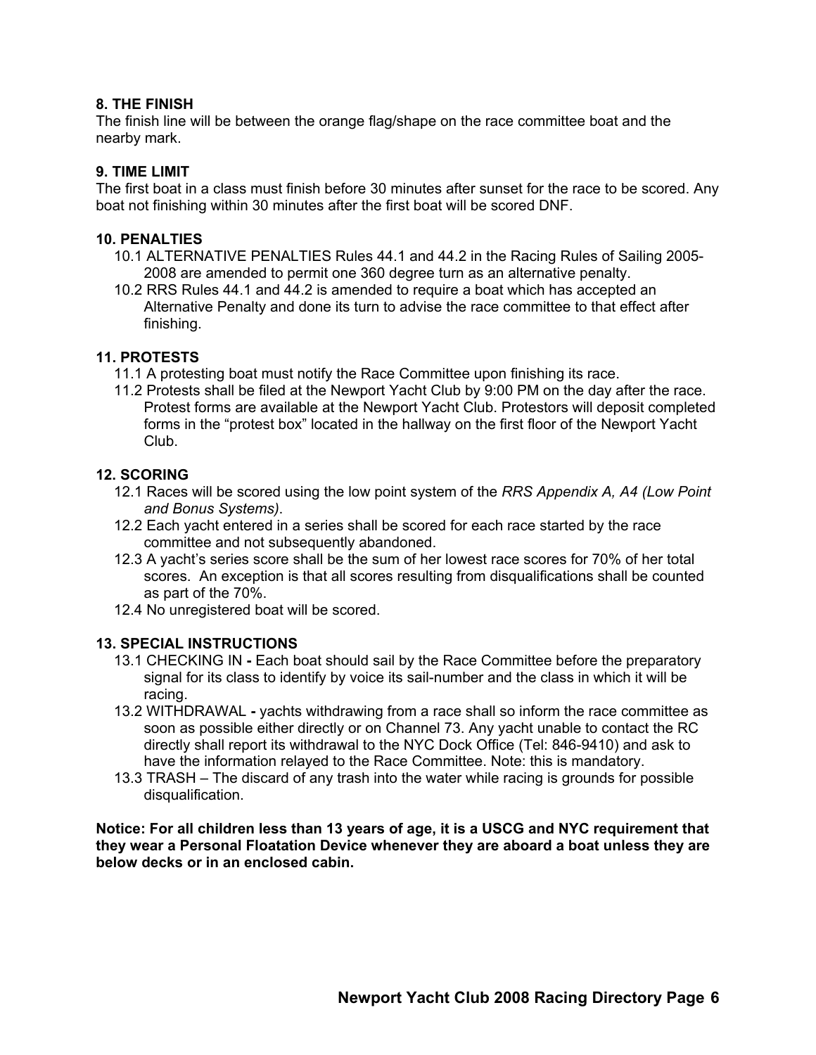### 8. THE FINISH

The finish line will be between the orange flag/shape on the race committee boat and the nearby mark.

### 9. TIME LIMIT

The first boat in a class must finish before 30 minutes after sunset for the race to be scored. Any boat not finishing within 30 minutes after the first boat will be scored DNF.

### 10. PENALTIES

10.1 ALTERNATIVE PENALTIES Rules 44.1 and 44.2 in the Racing Rules of Sailing 2005-2008 are amended to permit one 360 degree turn as an alternative penalty.

10.2 RRS Rules 44.1 and 44.2 is amended to require a boat which has accepted an Alternative Penalty and done its turn to advise the race committee to that effect after finishing.

### 11. PROTESTS

11.1 A protesting boat must notify the Race Committee upon finishing its race.

11.2 Protests shall be filed at the Newport Yacht Club by 9:00 PM on the day after the race. Protest forms are available at the Newport Yacht Club. Protestors will deposit completed forms in the "protest box" located in the hallway on the first floor of the Newport Yacht Club.

### 12. SCORING

12.1 Races will be scored using the low point system of the *RRS Appendix A, A4 (Low Point and Bonus Systems)*.

12.2 Each yacht entered in a series shall be scored for each race started by the race committee and not subsequently abandoned.

12.3 A yacht's series score shall be the sum of her lowest race scores for 70% of her total scores. An exception is that all scores resulting from disqualifications shall be counted as part of the 70%.

12.4 No unregistered boat will be scored.

### 13. SPECIAL INSTRUCTIONS

13.1 CHECKING IN **-** Each boat should sail by the Race Committee before the preparatory signal for its class to identify by voice its sail-number and the class in which it will be racing.

13.2 WITHDRAWAL **-** yachts withdrawing from a race shall so inform the race committee as soon as possible either directly or on Channel 73. Any yacht unable to contact the RC directly shall report its withdrawal to the NYC Dock Office (Tel: 846-9410) and ask to have the information relayed to the Race Committee. Note: this is mandatory.

13.3 TRASH – The discard of any trash into the water while racing is grounds for possible disqualification.

**Notice: For all children less than 13 years of age, it is a USCG and NYC requirement that they wear a Personal Floatation Device whenever they are aboard a boat unless they are below decks or in an enclosed cabin.**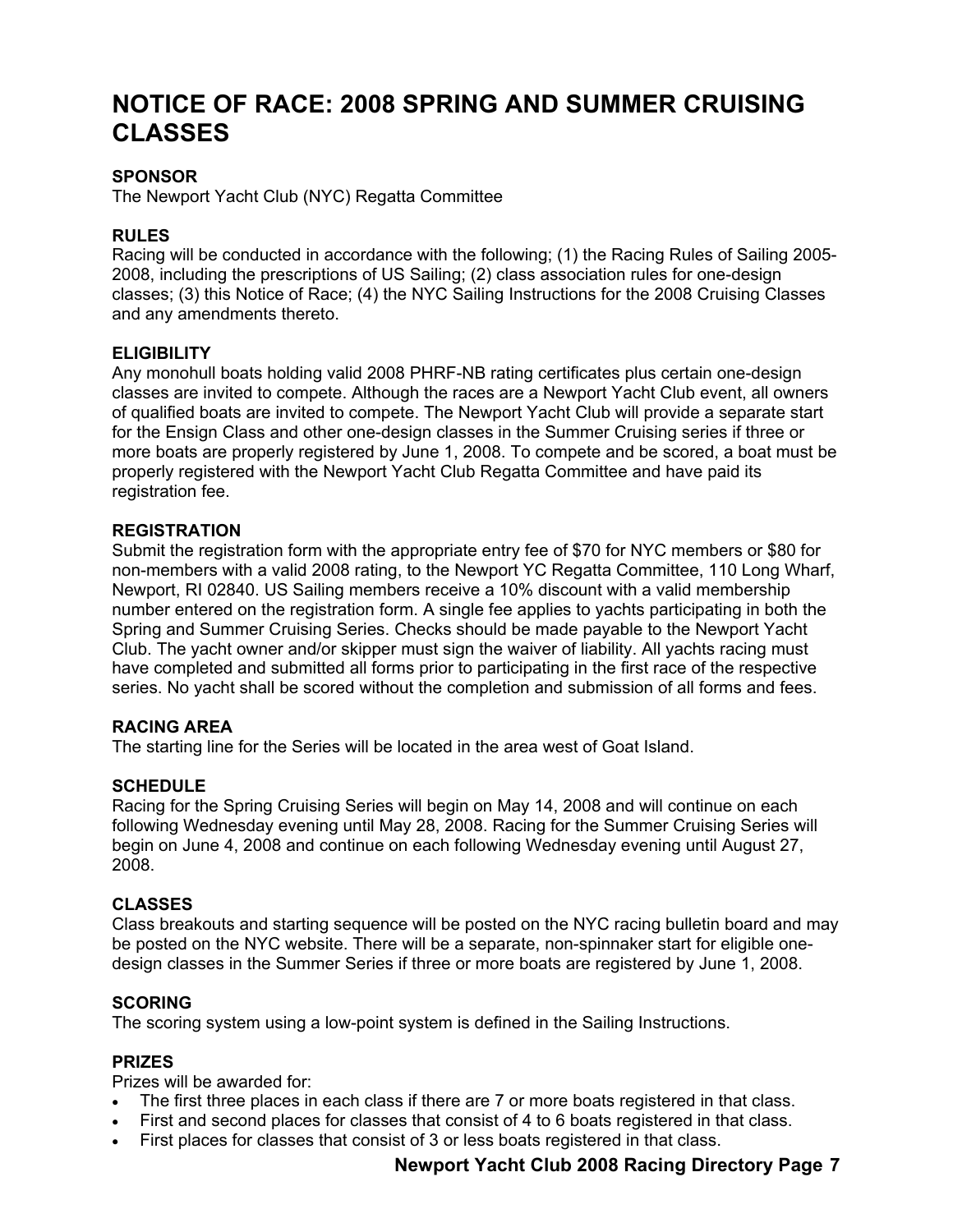# NOTICE OF RACE: 2008 SPRING AND SUMMER CRUISING CLASSES

### SPONSOR

The Newport Yacht Club (NYC) Regatta Committee

### RULES

Racing will be conducted in accordance with the following; (1) the Racing Rules of Sailing 2005-2008, including the prescriptions of US Sailing; (2) class association rules for one-design classes; (3) this Notice of Race; (4) the NYC Sailing Instructions for the 2008 Cruising Classes and any amendments thereto.

### ELIGIBILITY

Any monohull boats holding valid 2008 PHRF-NB rating certificates plus certain one-design classes are invited to compete. Although the races are a Newport Yacht Club event, all owners of qualified boats are invited to compete. The Newport Yacht Club will provide a separate start for the Ensign Class and other one-design classes in the Summer Cruising series if three or more boats are properly registered by June 1, 2008. To compete and be scored, a boat must be properly registered with the Newport Yacht Club Regatta Committee and have paid its registration fee.

### REGISTRATION

Submit the registration form with the appropriate entry fee of $70 for NYC members or $80 for non-members with a valid 2008 rating, to the Newport YC Regatta Committee, 110 Long Wharf, Newport, RI 02840. US Sailing members receive a 10% discount with a valid membership number entered on the registration form. A single fee applies to yachts participating in both the Spring and Summer Cruising Series. Checks should be made payable to the Newport Yacht Club. The yacht owner and/or skipper must sign the waiver of liability. All yachts racing must have completed and submitted all forms prior to participating in the first race of the respective series. No yacht shall be scored without the completion and submission of all forms and fees.

### RACING AREA

The starting line for the Series will be located in the area west of Goat Island.

### SCHEDULE

Racing for the Spring Cruising Series will begin on May 14, 2008 and will continue on each following Wednesday evening until May 28, 2008. Racing for the Summer Cruising Series will begin on June 4, 2008 and continue on each following Wednesday evening until August 27, 2008.

### CLASSES

Class breakouts and starting sequence will be posted on the NYC racing bulletin board and may be posted on the NYC website. There will be a separate, non-spinnaker start for eligible one-design classes in the Summer Series if three or more boats are registered by June 1, 2008.

### SCORING

The scoring system using a low-point system is defined in the Sailing Instructions.

### PRIZES

Prizes will be awarded for:

- The first three places in each class if there are 7 or more boats registered in that class.
- First and second places for classes that consist of 4 to 6 boats registered in that class.
- First places for classes that consist of 3 or less boats registered in that class.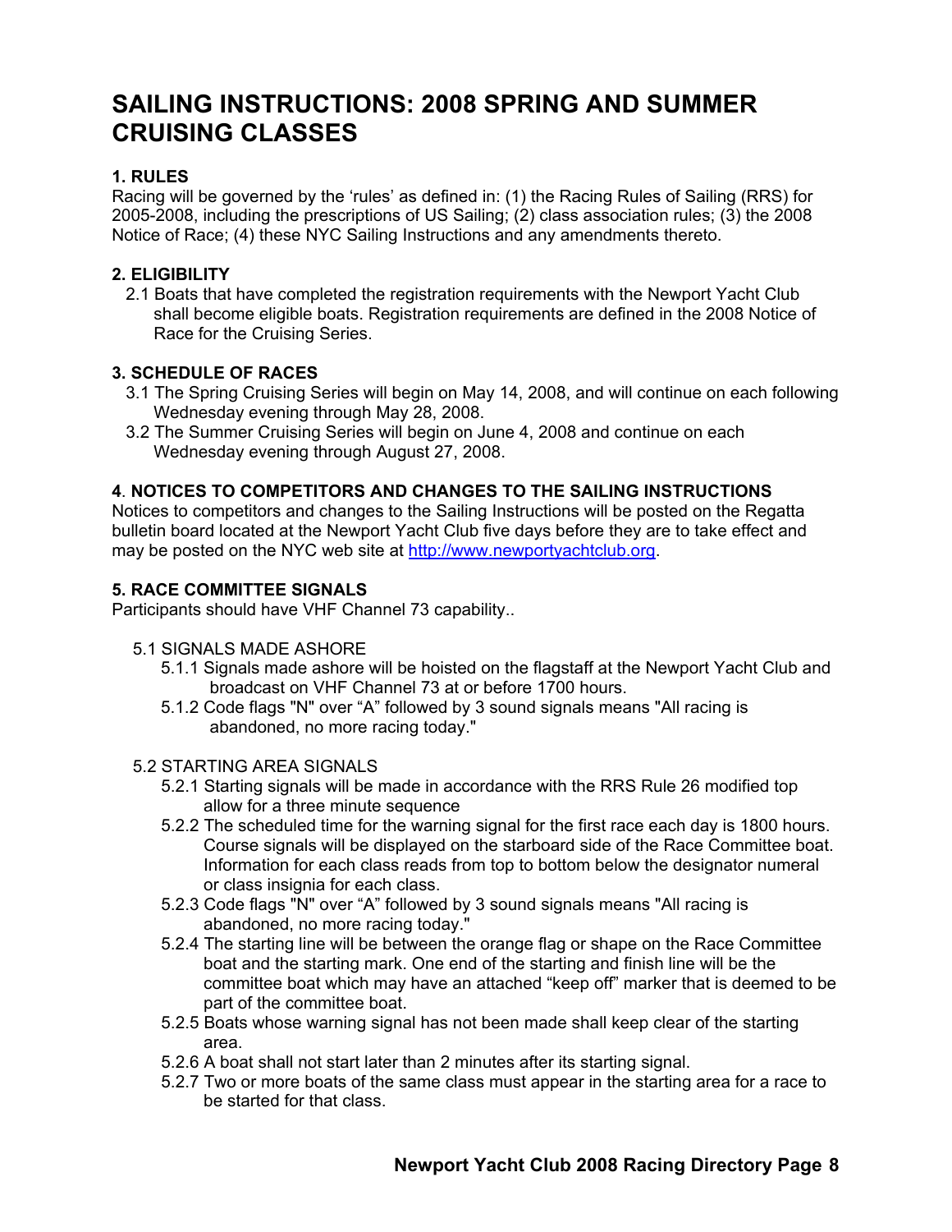# SAILING INSTRUCTIONS: 2008 SPRING AND SUMMER CRUISING CLASSES

### 1. RULES

Racing will be governed by the 'rules' as defined in: (1) the Racing Rules of Sailing (RRS) for 2005-2008, including the prescriptions of US Sailing; (2) class association rules; (3) the 2008 Notice of Race; (4) these NYC Sailing Instructions and any amendments thereto.

### 2. ELIGIBILITY

2.1 Boats that have completed the registration requirements with the Newport Yacht Club shall become eligible boats. Registration requirements are defined in the 2008 Notice of Race for the Cruising Series.

### 3. SCHEDULE OF RACES

3.1 The Spring Cruising Series will begin on May 14, 2008, and will continue on each following Wednesday evening through May 28, 2008.

3.2 The Summer Cruising Series will begin on June 4, 2008 and continue on each Wednesday evening through August 27, 2008.

### 4. NOTICES TO COMPETITORS AND CHANGES TO THE SAILING INSTRUCTIONS

Notices to competitors and changes to the Sailing Instructions will be posted on the Regatta bulletin board located at the Newport Yacht Club five days before they are to take effect and may be posted on the NYC web site at [http://www.newportyachtclub.org](http://www.newportyachtclub.org).

### 5. RACE COMMITTEE SIGNALS

Participants should have VHF Channel 73 capability..

5.1 SIGNALS MADE ASHORE

5.1.1 Signals made ashore will be hoisted on the flagstaff at the Newport Yacht Club and broadcast on VHF Channel 73 at or before 1700 hours.

5.1.2 Code flags "N" over "A" followed by 3 sound signals means "All racing is abandoned, no more racing today."

5.2 STARTING AREA SIGNALS

5.2.1 Starting signals will be made in accordance with the RRS Rule 26 modified top allow for a three minute sequence

5.2.2 The scheduled time for the warning signal for the first race each day is 1800 hours. Course signals will be displayed on the starboard side of the Race Committee boat. Information for each class reads from top to bottom below the designator numeral or class insignia for each class.

5.2.3 Code flags "N" over "A" followed by 3 sound signals means "All racing is abandoned, no more racing today."

5.2.4 The starting line will be between the orange flag or shape on the Race Committee boat and the starting mark. One end of the starting and finish line will be the committee boat which may have an attached "keep off" marker that is deemed to be part of the committee boat.

5.2.5 Boats whose warning signal has not been made shall keep clear of the starting area.

5.2.6 A boat shall not start later than 2 minutes after its starting signal.

5.2.7 Two or more boats of the same class must appear in the starting area for a race to be started for that class.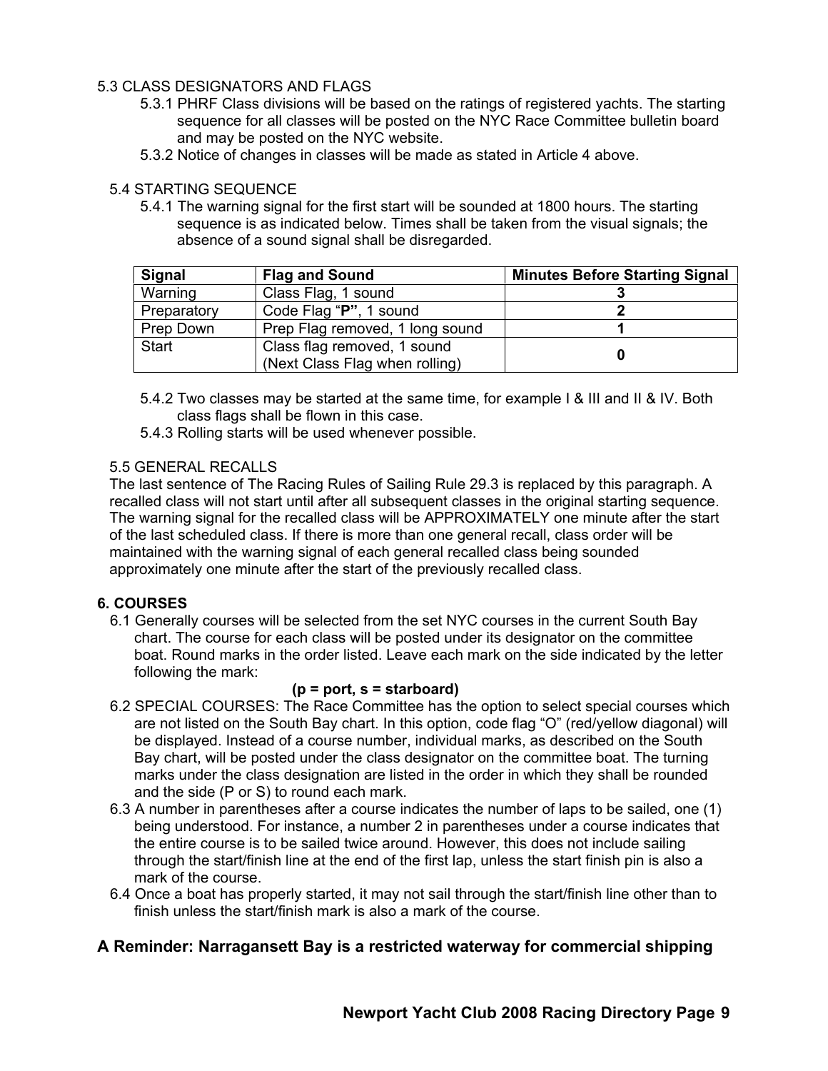5.3 CLASS DESIGNATORS AND FLAGS

5.3.1 PHRF Class divisions will be based on the ratings of registered yachts. The starting sequence for all classes will be posted on the NYC Race Committee bulletin board and may be posted on the NYC website.

5.3.2 Notice of changes in classes will be made as stated in Article 4 above.

5.4 STARTING SEQUENCE

5.4.1 The warning signal for the first start will be sounded at 1800 hours. The starting sequence is as indicated below. Times shall be taken from the visual signals; the absence of a sound signal shall be disregarded.

| Signal | Flag and Sound | Minutes Before Starting Signal |
|---|---|---|
| Warning | Class Flag, 1 sound | **3** |
| Preparatory | Code Flag "**P"**, 1 sound | **2** |
| Prep Down | Prep Flag removed, 1 long sound | **1** |
| Start | Class flag removed, 1 sound (Next Class Flag when rolling) | **0** |

5.4.2 Two classes may be started at the same time, for example I & III and II & IV. Both class flags shall be flown in this case.

5.4.3 Rolling starts will be used whenever possible.

5.5 GENERAL RECALLS

The last sentence of The Racing Rules of Sailing Rule 29.3 is replaced by this paragraph. A recalled class will not start until after all subsequent classes in the original starting sequence. The warning signal for the recalled class will be APPROXIMATELY one minute after the start of the last scheduled class. If there is more than one general recall, class order will be maintained with the warning signal of each general recalled class being sounded approximately one minute after the start of the previously recalled class.

## 6. COURSES

6.1 Generally courses will be selected from the set NYC courses in the current South Bay chart. The course for each class will be posted under its designator on the committee boat. Round marks in the order listed. Leave each mark on the side indicated by the letter following the mark:

**(p = port, s = starboard)**

6.2 SPECIAL COURSES: The Race Committee has the option to select special courses which are not listed on the South Bay chart. In this option, code flag "O" (red/yellow diagonal) will be displayed. Instead of a course number, individual marks, as described on the South Bay chart, will be posted under the class designator on the committee boat. The turning marks under the class designation are listed in the order in which they shall be rounded and the side (P or S) to round each mark.

6.3 A number in parentheses after a course indicates the number of laps to be sailed, one (1) being understood. For instance, a number 2 in parentheses under a course indicates that the entire course is to be sailed twice around. However, this does not include sailing through the start/finish line at the end of the first lap, unless the start finish pin is also a mark of the course.

6.4 Once a boat has properly started, it may not sail through the start/finish line other than to finish unless the start/finish mark is also a mark of the course.

**A Reminder: Narragansett Bay is a restricted waterway for commercial shipping**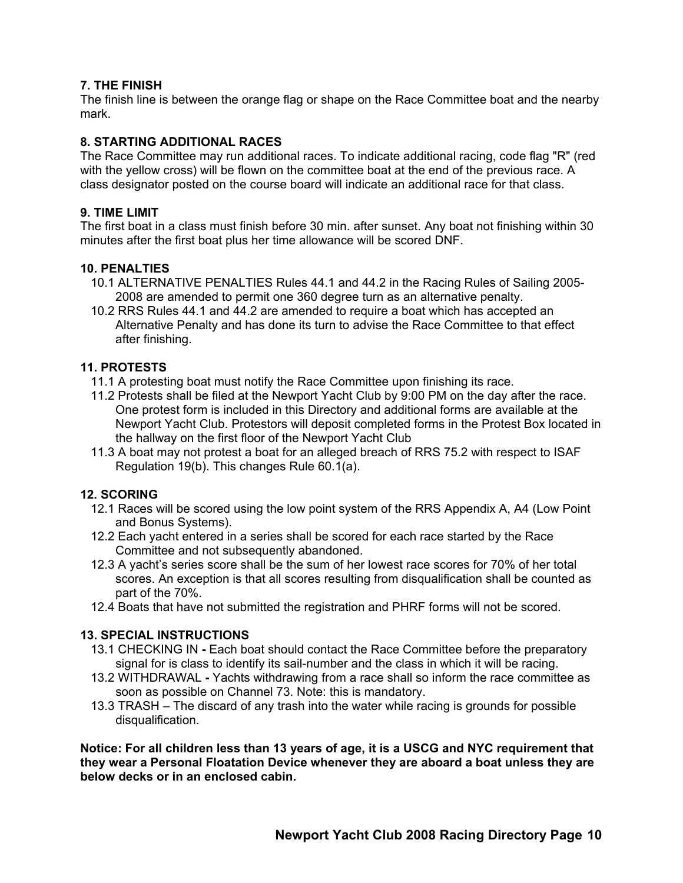### 7. THE FINISH

The finish line is between the orange flag or shape on the Race Committee boat and the nearby mark.

### 8. STARTING ADDITIONAL RACES

The Race Committee may run additional races. To indicate additional racing, code flag "R" (red with the yellow cross) will be flown on the committee boat at the end of the previous race. A class designator posted on the course board will indicate an additional race for that class.

### 9. TIME LIMIT

The first boat in a class must finish before 30 min. after sunset. Any boat not finishing within 30 minutes after the first boat plus her time allowance will be scored DNF.

### 10. PENALTIES

10.1 ALTERNATIVE PENALTIES Rules 44.1 and 44.2 in the Racing Rules of Sailing 2005-2008 are amended to permit one 360 degree turn as an alternative penalty.

10.2 RRS Rules 44.1 and 44.2 are amended to require a boat which has accepted an Alternative Penalty and has done its turn to advise the Race Committee to that effect after finishing.

### 11. PROTESTS

11.1 A protesting boat must notify the Race Committee upon finishing its race.

11.2 Protests shall be filed at the Newport Yacht Club by 9:00 PM on the day after the race. One protest form is included in this Directory and additional forms are available at the Newport Yacht Club. Protestors will deposit completed forms in the Protest Box located in the hallway on the first floor of the Newport Yacht Club

11.3 A boat may not protest a boat for an alleged breach of RRS 75.2 with respect to ISAF Regulation 19(b). This changes Rule 60.1(a).

### 12. SCORING

12.1 Races will be scored using the low point system of the RRS Appendix A, A4 (Low Point and Bonus Systems).

12.2 Each yacht entered in a series shall be scored for each race started by the Race Committee and not subsequently abandoned.

12.3 A yacht's series score shall be the sum of her lowest race scores for 70% of her total scores. An exception is that all scores resulting from disqualification shall be counted as part of the 70%.

12.4 Boats that have not submitted the registration and PHRF forms will not be scored.

### 13. SPECIAL INSTRUCTIONS

13.1 CHECKING IN **-** Each boat should contact the Race Committee before the preparatory signal for is class to identify its sail-number and the class in which it will be racing.

13.2 WITHDRAWAL **-** Yachts withdrawing from a race shall so inform the race committee as soon as possible on Channel 73. Note: this is mandatory.

13.3 TRASH – The discard of any trash into the water while racing is grounds for possible disqualification.

**Notice: For all children less than 13 years of age, it is a USCG and NYC requirement that they wear a Personal Floatation Device whenever they are aboard a boat unless they are below decks or in an enclosed cabin.**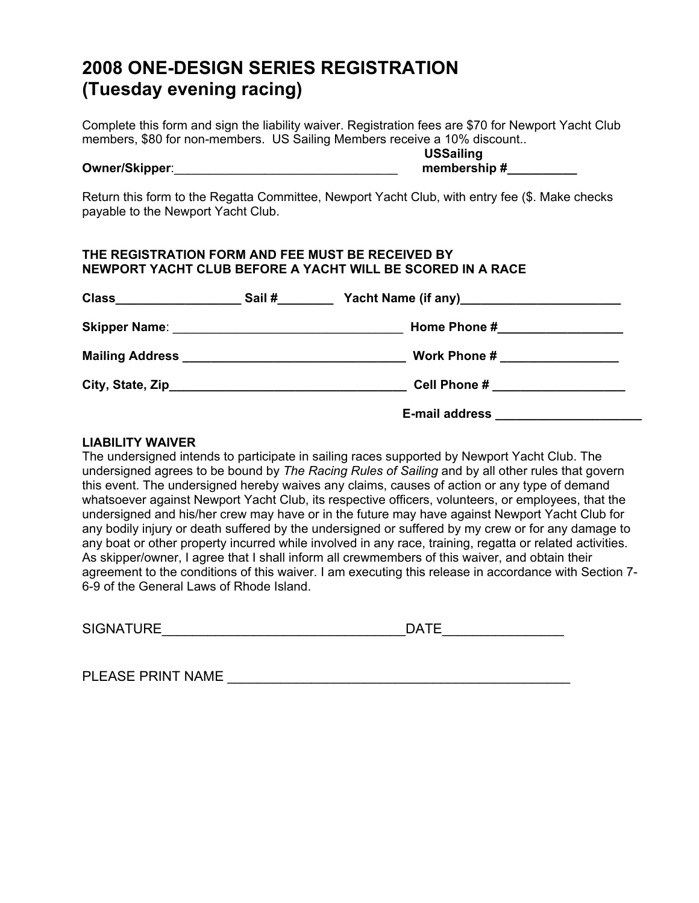# 2008 ONE-DESIGN SERIES REGISTRATION (Tuesday evening racing)

Complete this form and sign the liability waiver. Registration fees are $70 for Newport Yacht Club members, $80 for non-members. US Sailing Members receive a 10% discount..

**Owner/Skipper**:________________________________ **USSailing membership #**__________

Return this form to the Regatta Committee, Newport Yacht Club, with entry fee ($. Make checks payable to the Newport Yacht Club.

**THE REGISTRATION FORM AND FEE MUST BE RECEIVED BY NEWPORT YACHT CLUB BEFORE A YACHT WILL BE SCORED IN A RACE**

**Class**__________________ **Sail #**________ **Yacht Name (if any)**_______________________

**Skipper Name**: _________________________________ **Home Phone #**__________________

**Mailing Address** ________________________________ **Work Phone #** _________________

**City, State, Zip**__________________________________ **Cell Phone #** ___________________

**E-mail address** _____________________

**LIABILITY WAIVER**

The undersigned intends to participate in sailing races supported by Newport Yacht Club. The undersigned agrees to be bound by *The Racing Rules of Sailing* and by all other rules that govern this event. The undersigned hereby waives any claims, causes of action or any type of demand whatsoever against Newport Yacht Club, its respective officers, volunteers, or employees, that the undersigned and his/her crew may have or in the future may have against Newport Yacht Club for any bodily injury or death suffered by the undersigned or suffered by my crew or for any damage to any boat or other property incurred while involved in any race, training, regatta or related activities. As skipper/owner, I agree that I shall inform all crewmembers of this waiver, and obtain their agreement to the conditions of this waiver. I am executing this release in accordance with Section 7-6-9 of the General Laws of Rhode Island.

SIGNATURE________________________________DATE________________

PLEASE PRINT NAME ______________________________________________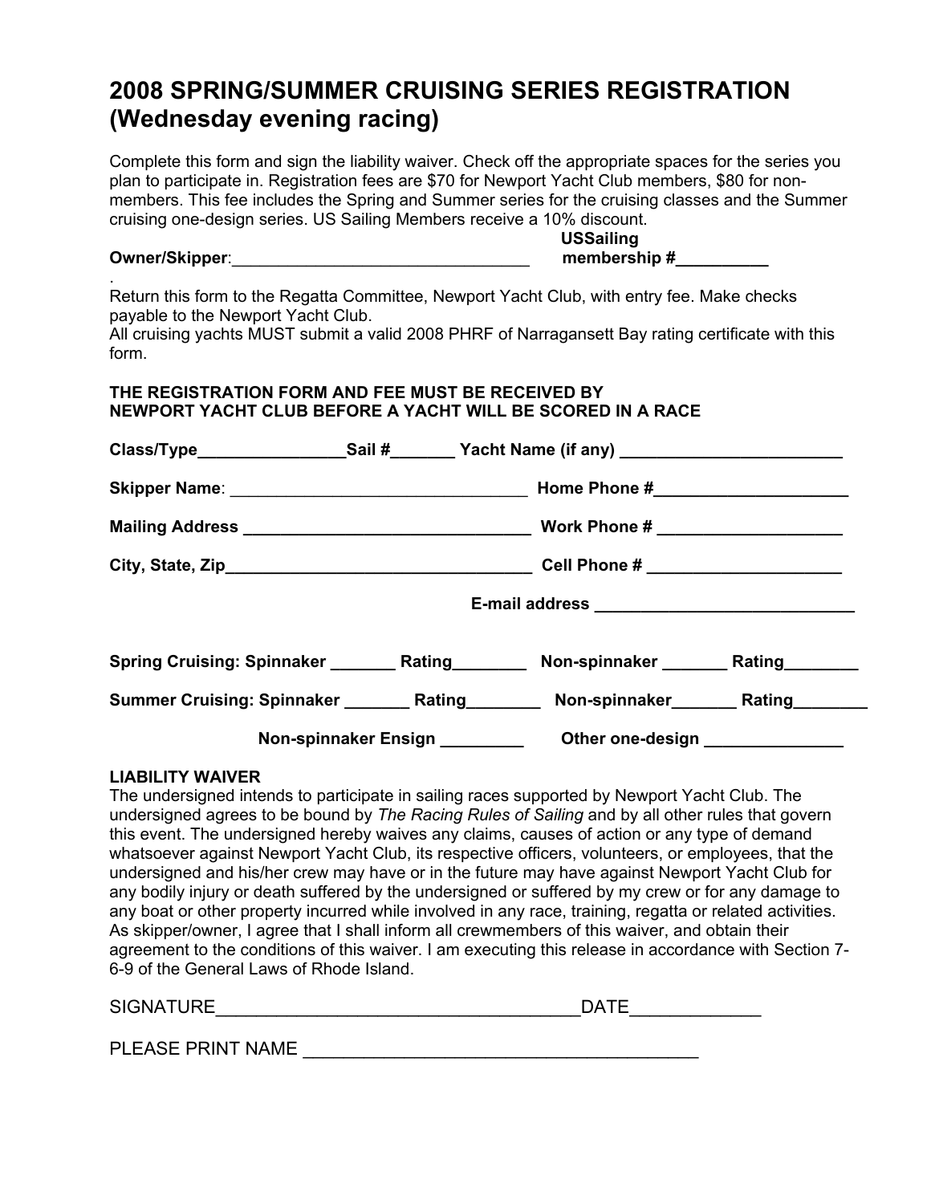# 2008 SPRING/SUMMER CRUISING SERIES REGISTRATION (Wednesday evening racing)

Complete this form and sign the liability waiver. Check off the appropriate spaces for the series you plan to participate in. Registration fees are $70 for Newport Yacht Club members, $80 for non-members. This fee includes the Spring and Summer series for the cruising classes and the Summer cruising one-design series. US Sailing Members receive a 10% discount.

**Owner/Skipper**:________________________________ **USSailing membership #__________**

.
Return this form to the Regatta Committee, Newport Yacht Club, with entry fee. Make checks payable to the Newport Yacht Club.
All cruising yachts MUST submit a valid 2008 PHRF of Narragansett Bay rating certificate with this form.

**THE REGISTRATION FORM AND FEE MUST BE RECEIVED BY NEWPORT YACHT CLUB BEFORE A YACHT WILL BE SCORED IN A RACE**

**Class/Type________________Sail #_______ Yacht Name (if any) ________________________**

**Skipper Name**: ________________________________ **Home Phone #_____________________**

**Mailing Address _______________________________ Work Phone # ____________________**

**City, State, Zip_________________________________ Cell Phone # ____________________**

**E-mail address ____________________________**

**Spring Cruising: Spinnaker _______ Rating________ Non-spinnaker _______ Rating________**

**Summer Cruising: Spinnaker _______ Rating________ Non-spinnaker_______ Rating________**

**Non-spinnaker Ensign _________ Other one-design _______________**

**LIABILITY WAIVER**
The undersigned intends to participate in sailing races supported by Newport Yacht Club. The undersigned agrees to be bound by *The Racing Rules of Sailing* and by all other rules that govern this event. The undersigned hereby waives any claims, causes of action or any type of demand whatsoever against Newport Yacht Club, its respective officers, volunteers, or employees, that the undersigned and his/her crew may have or in the future may have against Newport Yacht Club for any bodily injury or death suffered by the undersigned or suffered by my crew or for any damage to any boat or other property incurred while involved in any race, training, regatta or related activities. As skipper/owner, I agree that I shall inform all crewmembers of this waiver, and obtain their agreement to the conditions of this waiver. I am executing this release in accordance with Section 7-6-9 of the General Laws of Rhode Island.

SIGNATURE____________________________________DATE_____________

PLEASE PRINT NAME ________________________________________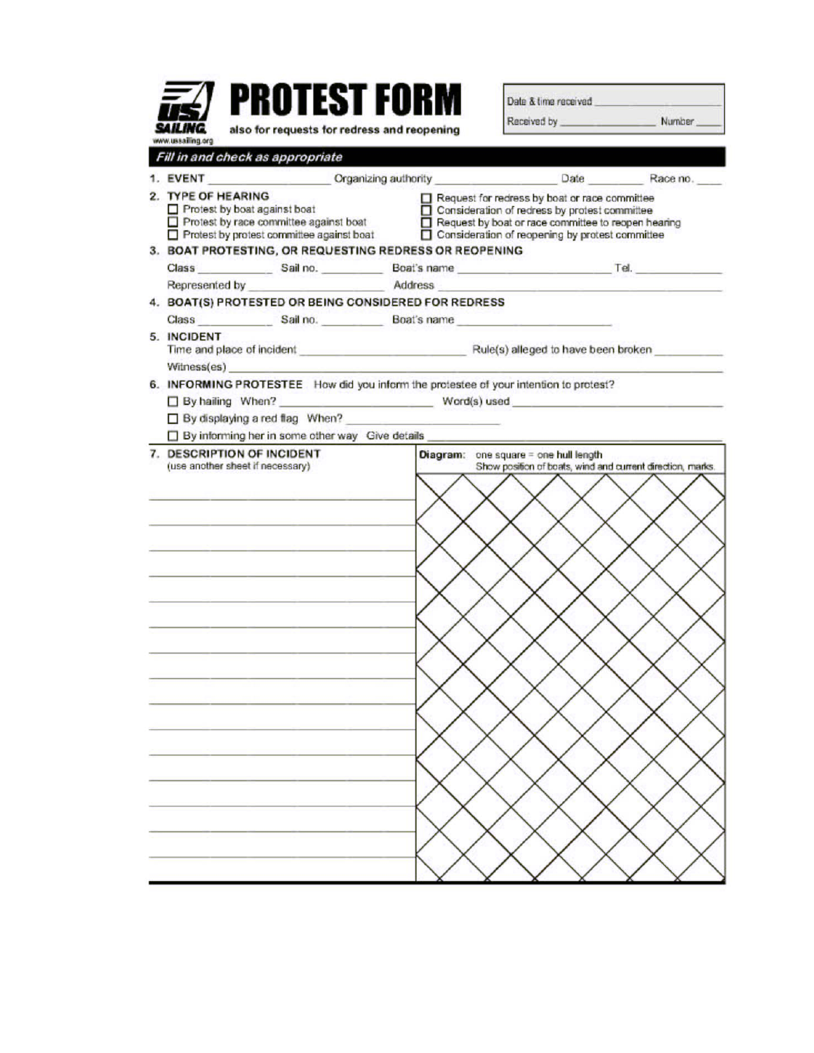# PROTEST FORM

US SAILING
www.ussailing.org

also for requests for redress and reopening

Date & time received ______________________

Received by ________________ Number _____

***Fill in and check as appropriate***

1. **EVENT** ____________________ Organizing authority ____________________ Date __________ Race no. _____

2. **TYPE OF HEARING**
   - ☐ Protest by boat against boat
   - ☐ Protest by race committee against boat
   - ☐ Protest by protest committee against boat
   - ☐ Request for redress by boat or race committee
   - ☐ Consideration of redress by protest committee
   - ☐ Request by boat or race committee to reopen hearing
   - ☐ Consideration of reopening by protest committee

3. **BOAT PROTESTING, OR REQUESTING REDRESS OR REOPENING**

   Class ____________ Sail no. __________ Boat's name ________________________ Tel. ______________

   Represented by ________________________ Address ______________________________________________

4. **BOAT(S) PROTESTED OR BEING CONSIDERED FOR REDRESS**

   Class ____________ Sail no. __________ Boat's name ________________________

5. **INCIDENT**

   Time and place of incident ______________________________ Rule(s) alleged to have been broken ___________

   Witness(es) ______________________________________________________________________________

6. **INFORMING PROTESTEE** How did you inform the protestee of your intention to protest?
   - ☐ By hailing When? ________________________ Word(s) used ______________________________
   - ☐ By displaying a red flag When? ________________________
   - ☐ By informing her in some other way Give details ______________________________________

7. **DESCRIPTION OF INCIDENT**
   (use another sheet if necessary)

**Diagram:** one square = one hull length
Show position of boats, wind and current direction, marks.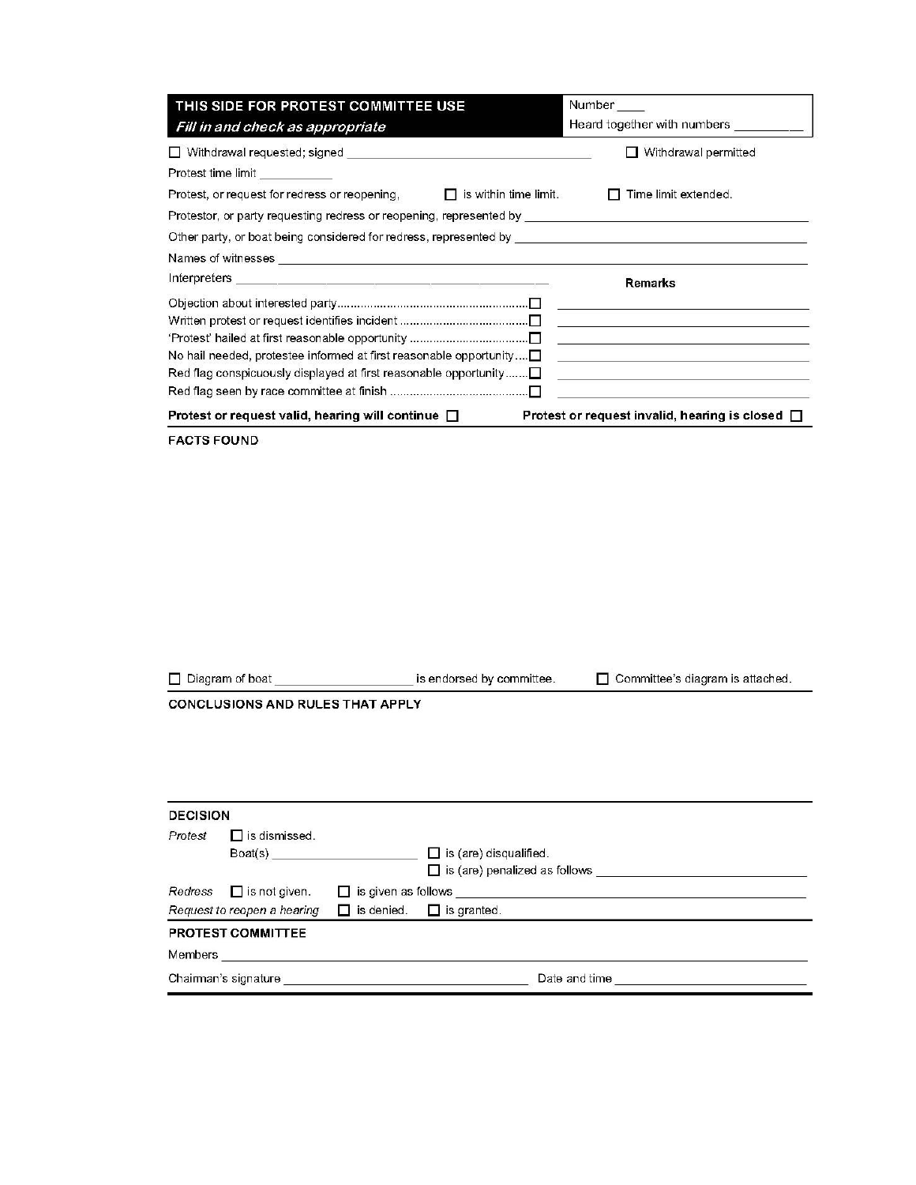## THIS SIDE FOR PROTEST COMMITTEE USE

*Fill in and check as appropriate*

Number ____

Heard together with numbers __________

☐ Withdrawal requested; signed ______________________________ ☐ Withdrawal permitted

Protest time limit ___________

Protest, or request for redress or reopening, ☐ is within time limit. ☐ Time limit extended.

Protestor, or party requesting redress or reopening, represented by ______________________________

Other party, or boat being considered for redress, represented by ______________________________

Names of witnesses ______________________________

Interpreters ______________________________

Objection about interested party ☐

Written protest or request identifies incident ☐

'Protest' hailed at first reasonable opportunity ☐

No hail needed, protestee informed at first reasonable opportunity ☐

Red flag conspicuously displayed at first reasonable opportunity ☐

Red flag seen by race committee at finish ☐

**Remarks**

______________________________

______________________________

______________________________

______________________________

______________________________

______________________________

**Protest or request valid, hearing will continue ☐** **Protest or request invalid, hearing is closed ☐**

### FACTS FOUND

☐ Diagram of boat ____________________ is endorsed by committee. ☐ Committee's diagram is attached.

### CONCLUSIONS AND RULES THAT APPLY

### DECISION

*Protest* ☐ is dismissed.

Boat(s) ____________________ ☐ is (are) disqualified.

☐ is (are) penalized as follows ______________________________

*Redress* ☐ is not given. ☐ is given as follows ______________________________

*Request to reopen a hearing* ☐ is denied. ☐ is granted.

### PROTEST COMMITTEE

Members ______________________________

Chairman's signature ______________________________ Date and time ______________________________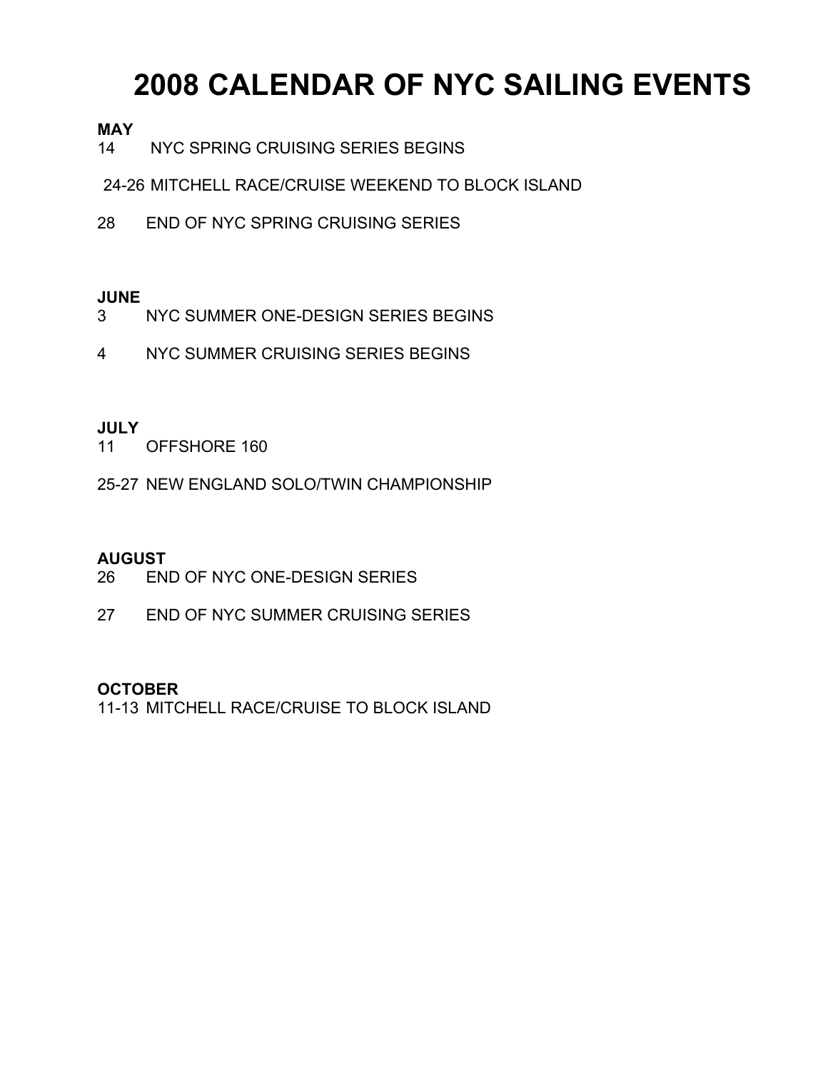# 2008 CALENDAR OF NYC SAILING EVENTS

**MAY**

14 NYC SPRING CRUISING SERIES BEGINS

24-26 MITCHELL RACE/CRUISE WEEKEND TO BLOCK ISLAND

28 END OF NYC SPRING CRUISING SERIES

**JUNE**

3 NYC SUMMER ONE-DESIGN SERIES BEGINS

4 NYC SUMMER CRUISING SERIES BEGINS

**JULY**

11 OFFSHORE 160

25-27 NEW ENGLAND SOLO/TWIN CHAMPIONSHIP

**AUGUST**

26 END OF NYC ONE-DESIGN SERIES

27 END OF NYC SUMMER CRUISING SERIES

**OCTOBER**

11-13 MITCHELL RACE/CRUISE TO BLOCK ISLAND